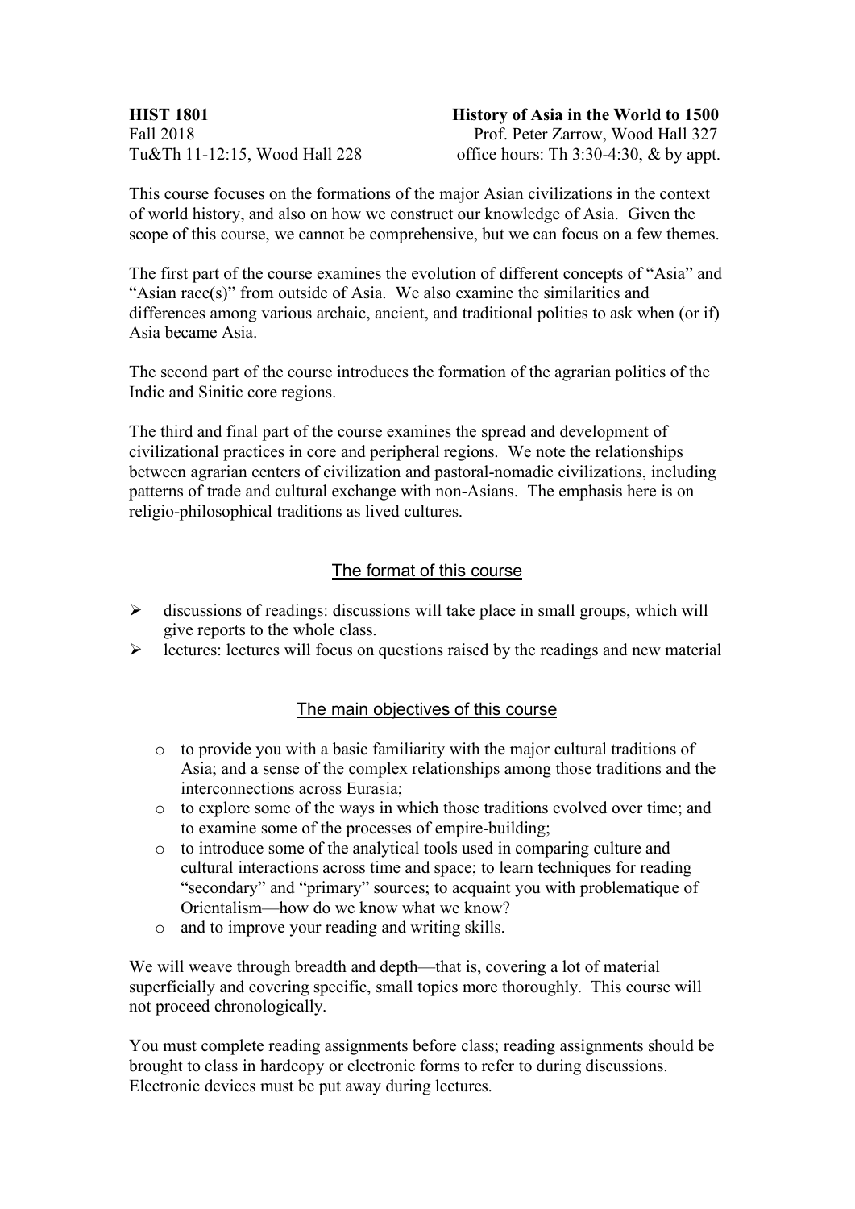**HIST 1801** — **History of Asia in the World to 1500**

Fall 2018 — Prof. Peter Zarrow, Wood Hall 327

Tu&Th 11-12:15, Wood Hall 228 — office hours: Th 3:30-4:30, & by appt.

This course focuses on the formations of the major Asian civilizations in the context of world history, and also on how we construct our knowledge of Asia. Given the scope of this course, we cannot be comprehensive, but we can focus on a few themes.

The first part of the course examines the evolution of different concepts of "Asia" and "Asian race(s)" from outside of Asia. We also examine the similarities and differences among various archaic, ancient, and traditional polities to ask when (or if) Asia became Asia.

The second part of the course introduces the formation of the agrarian polities of the Indic and Sinitic core regions.

The third and final part of the course examines the spread and development of civilizational practices in core and peripheral regions. We note the relationships between agrarian centers of civilization and pastoral-nomadic civilizations, including patterns of trade and cultural exchange with non-Asians. The emphasis here is on religio-philosophical traditions as lived cultures.

## The format of this course

- discussions of readings: discussions will take place in small groups, which will give reports to the whole class.
- lectures: lectures will focus on questions raised by the readings and new material

## The main objectives of this course

- to provide you with a basic familiarity with the major cultural traditions of Asia; and a sense of the complex relationships among those traditions and the interconnections across Eurasia;
- to explore some of the ways in which those traditions evolved over time; and to examine some of the processes of empire-building;
- to introduce some of the analytical tools used in comparing culture and cultural interactions across time and space; to learn techniques for reading "secondary" and "primary" sources; to acquaint you with problematique of Orientalism—how do we know what we know?
- and to improve your reading and writing skills.

We will weave through breadth and depth—that is, covering a lot of material superficially and covering specific, small topics more thoroughly. This course will not proceed chronologically.

You must complete reading assignments before class; reading assignments should be brought to class in hardcopy or electronic forms to refer to during discussions. Electronic devices must be put away during lectures.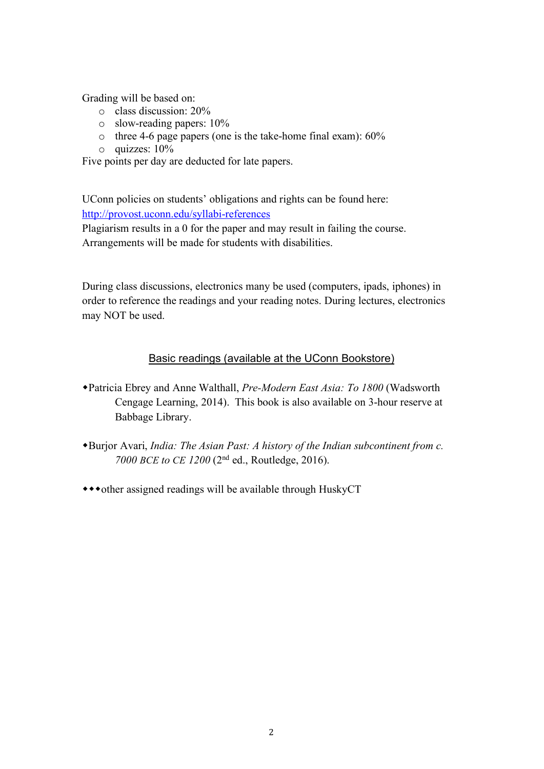Grading will be based on:

- class discussion: 20%
- slow-reading papers: 10%
- three 4-6 page papers (one is the take-home final exam): 60%
- quizzes: 10%

Five points per day are deducted for late papers.

UConn policies on students' obligations and rights can be found here: [http://provost.uconn.edu/syllabi-references](http://provost.uconn.edu/syllabi-references)

Plagiarism results in a 0 for the paper and may result in failing the course.

Arrangements will be made for students with disabilities.

During class discussions, electronics many be used (computers, ipads, iphones) in order to reference the readings and your reading notes. During lectures, electronics may NOT be used.

## Basic readings (available at the UConn Bookstore)

◆Patricia Ebrey and Anne Walthall, *Pre-Modern East Asia: To 1800* (Wadsworth Cengage Learning, 2014). This book is also available on 3-hour reserve at Babbage Library.

◆Burjor Avari, *India: The Asian Past: A history of the Indian subcontinent from c. 7000 BCE to CE 1200* (2nd ed., Routledge, 2016).

◆◆◆other assigned readings will be available through HuskyCT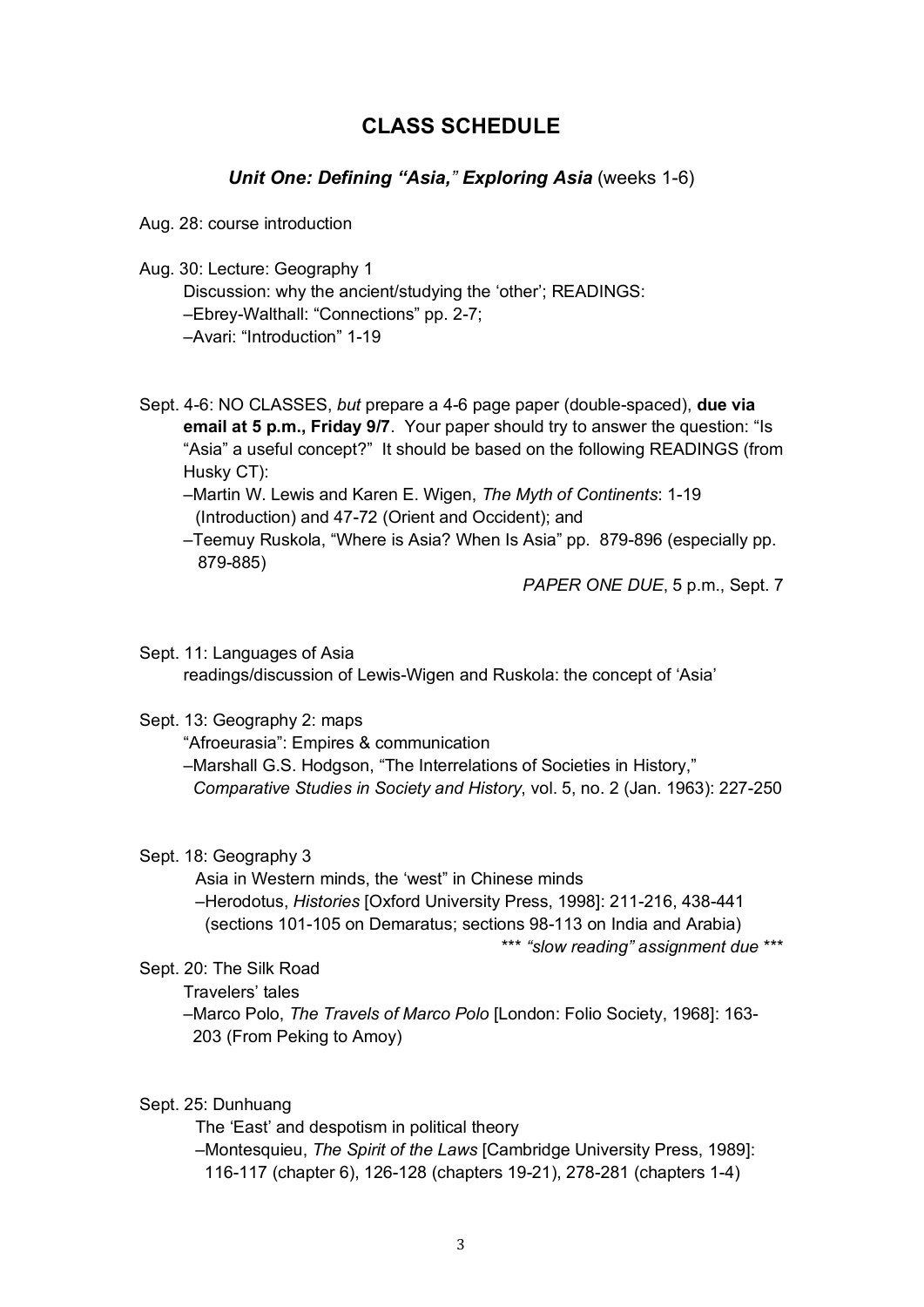# CLASS SCHEDULE

## *Unit One: Defining "Asia," Exploring Asia* (weeks 1-6)

Aug. 28: course introduction

Aug. 30: Lecture: Geography 1
Discussion: why the ancient/studying the 'other'; READINGS:
–Ebrey-Walthall: "Connections" pp. 2-7;
–Avari: "Introduction" 1-19

Sept. 4-6: NO CLASSES, *but* prepare a 4-6 page paper (double-spaced), **due via email at 5 p.m., Friday 9/7**. Your paper should try to answer the question: "Is "Asia" a useful concept?" It should be based on the following READINGS (from Husky CT):
–Martin W. Lewis and Karen E. Wigen, *The Myth of Continents*: 1-19 (Introduction) and 47-72 (Orient and Occident); and
–Teemuy Ruskola, "Where is Asia? When Is Asia" pp. 879-896 (especially pp. 879-885)

*PAPER ONE DUE*, 5 p.m., Sept. 7

Sept. 11: Languages of Asia
readings/discussion of Lewis-Wigen and Ruskola: the concept of 'Asia'

Sept. 13: Geography 2: maps
"Afroeurasia": Empires & communication
–Marshall G.S. Hodgson, "The Interrelations of Societies in History," *Comparative Studies in Society and History*, vol. 5, no. 2 (Jan. 1963): 227-250

Sept. 18: Geography 3
Asia in Western minds, the 'west" in Chinese minds
–Herodotus, *Histories* [Oxford University Press, 1998]: 211-216, 438-441 (sections 101-105 on Demaratus; sections 98-113 on India and Arabia)

\*\*\* *"slow reading" assignment due* \*\*\*

Sept. 20: The Silk Road
Travelers' tales
–Marco Polo, *The Travels of Marco Polo* [London: Folio Society, 1968]: 163-203 (From Peking to Amoy)

Sept. 25: Dunhuang
The 'East' and despotism in political theory
–Montesquieu, *The Spirit of the Laws* [Cambridge University Press, 1989]: 116-117 (chapter 6), 126-128 (chapters 19-21), 278-281 (chapters 1-4)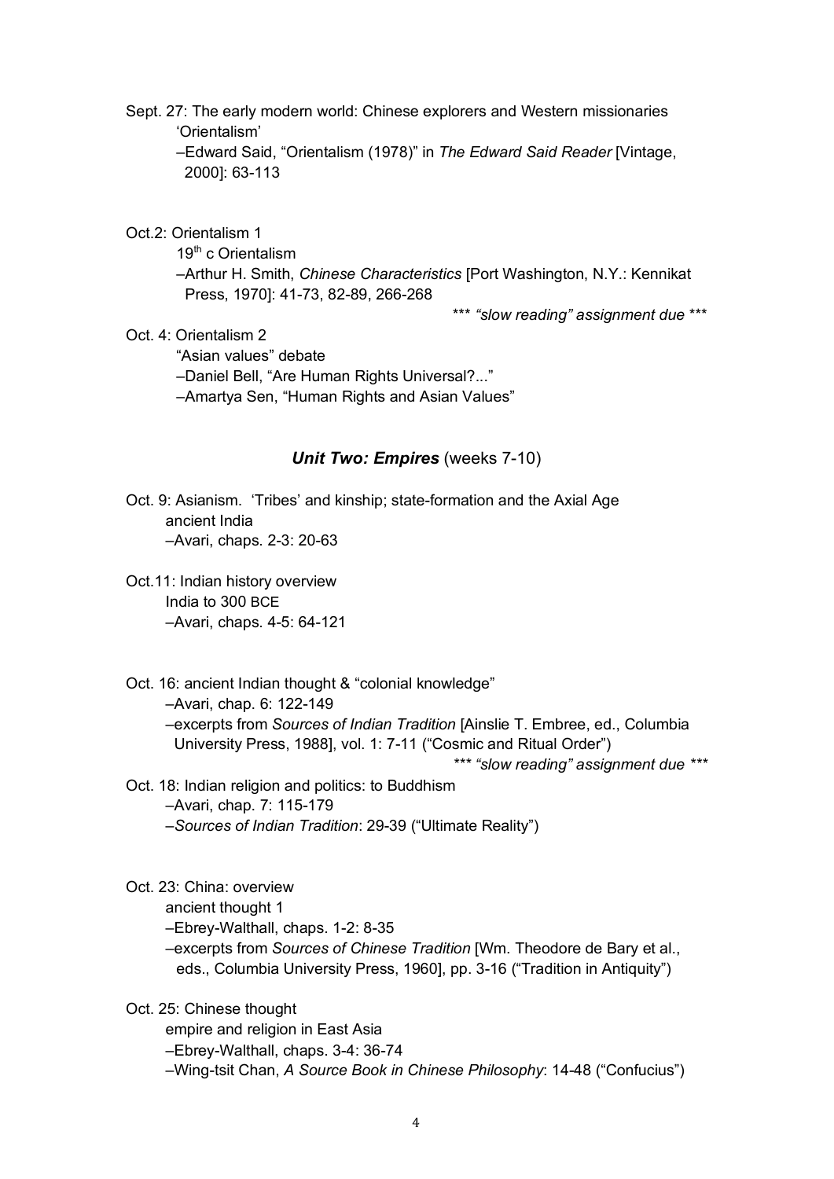Sept. 27: The early modern world: Chinese explorers and Western missionaries

'Orientalism'

–Edward Said, "Orientalism (1978)" in *The Edward Said Reader* [Vintage, 2000]: 63-113

Oct.2: Orientalism 1

19th c Orientalism

–Arthur H. Smith, *Chinese Characteristics* [Port Washington, N.Y.: Kennikat Press, 1970]: 41-73, 82-89, 266-268

*\*\*\* "slow reading" assignment due \*\*\**

Oct. 4: Orientalism 2

"Asian values" debate

–Daniel Bell, "Are Human Rights Universal?..."

–Amartya Sen, "Human Rights and Asian Values"

### ***Unit Two: Empires*** (weeks 7-10)

Oct. 9: Asianism. 'Tribes' and kinship; state-formation and the Axial Age

ancient India

–Avari, chaps. 2-3: 20-63

Oct.11: Indian history overview

India to 300 BCE

–Avari, chaps. 4-5: 64-121

Oct. 16: ancient Indian thought & "colonial knowledge"

–Avari, chap. 6: 122-149

–excerpts from *Sources of Indian Tradition* [Ainslie T. Embree, ed., Columbia University Press, 1988], vol. 1: 7-11 ("Cosmic and Ritual Order")

*\*\*\* "slow reading" assignment due \*\*\**

Oct. 18: Indian religion and politics: to Buddhism

–Avari, chap. 7: 115-179

–*Sources of Indian Tradition*: 29-39 ("Ultimate Reality")

Oct. 23: China: overview

ancient thought 1

–Ebrey-Walthall, chaps. 1-2: 8-35

–excerpts from *Sources of Chinese Tradition* [Wm. Theodore de Bary et al., eds., Columbia University Press, 1960], pp. 3-16 ("Tradition in Antiquity")

Oct. 25: Chinese thought

empire and religion in East Asia

–Ebrey-Walthall, chaps. 3-4: 36-74

–Wing-tsit Chan, *A Source Book in Chinese Philosophy*: 14-48 ("Confucius")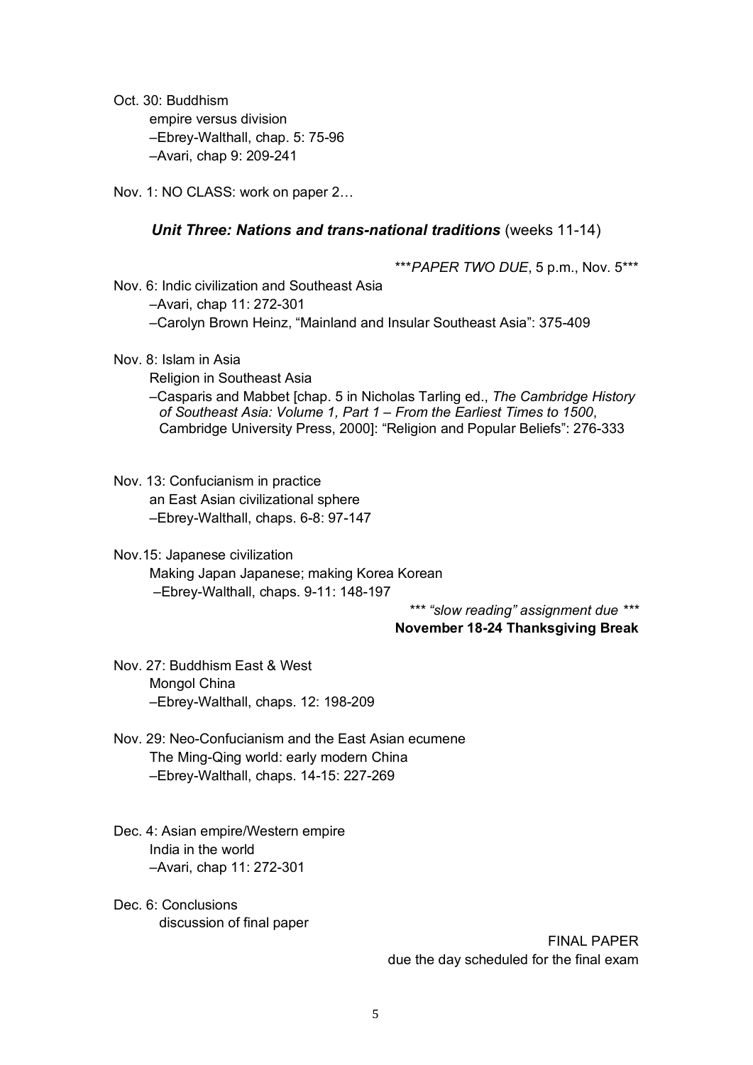Oct. 30: Buddhism
  empire versus division
  –Ebrey-Walthall, chap. 5: 75-96
  –Avari, chap 9: 209-241

Nov. 1: NO CLASS: work on paper 2…

### *Unit Three: Nations and trans-national traditions* (weeks 11-14)

\*\*\**PAPER TWO DUE*, 5 p.m., Nov. 5\*\*\*

Nov. 6: Indic civilization and Southeast Asia
  –Avari, chap 11: 272-301
  –Carolyn Brown Heinz, "Mainland and Insular Southeast Asia": 375-409

Nov. 8: Islam in Asia
  Religion in Southeast Asia
  –Casparis and Mabbet [chap. 5 in Nicholas Tarling ed., *The Cambridge History of Southeast Asia: Volume 1, Part 1 – From the Earliest Times to 1500*, Cambridge University Press, 2000]: "Religion and Popular Beliefs": 276-333

Nov. 13: Confucianism in practice
  an East Asian civilizational sphere
  –Ebrey-Walthall, chaps. 6-8: 97-147

Nov.15: Japanese civilization
  Making Japan Japanese; making Korea Korean
  –Ebrey-Walthall, chaps. 9-11: 148-197

*\*\*\* "slow reading" assignment due \*\*\**

**November 18-24 Thanksgiving Break**

Nov. 27: Buddhism East & West
  Mongol China
  –Ebrey-Walthall, chaps. 12: 198-209

Nov. 29: Neo-Confucianism and the East Asian ecumene
  The Ming-Qing world: early modern China
  –Ebrey-Walthall, chaps. 14-15: 227-269

Dec. 4: Asian empire/Western empire
  India in the world
  –Avari, chap 11: 272-301

Dec. 6: Conclusions
  discussion of final paper

FINAL PAPER
due the day scheduled for the final exam